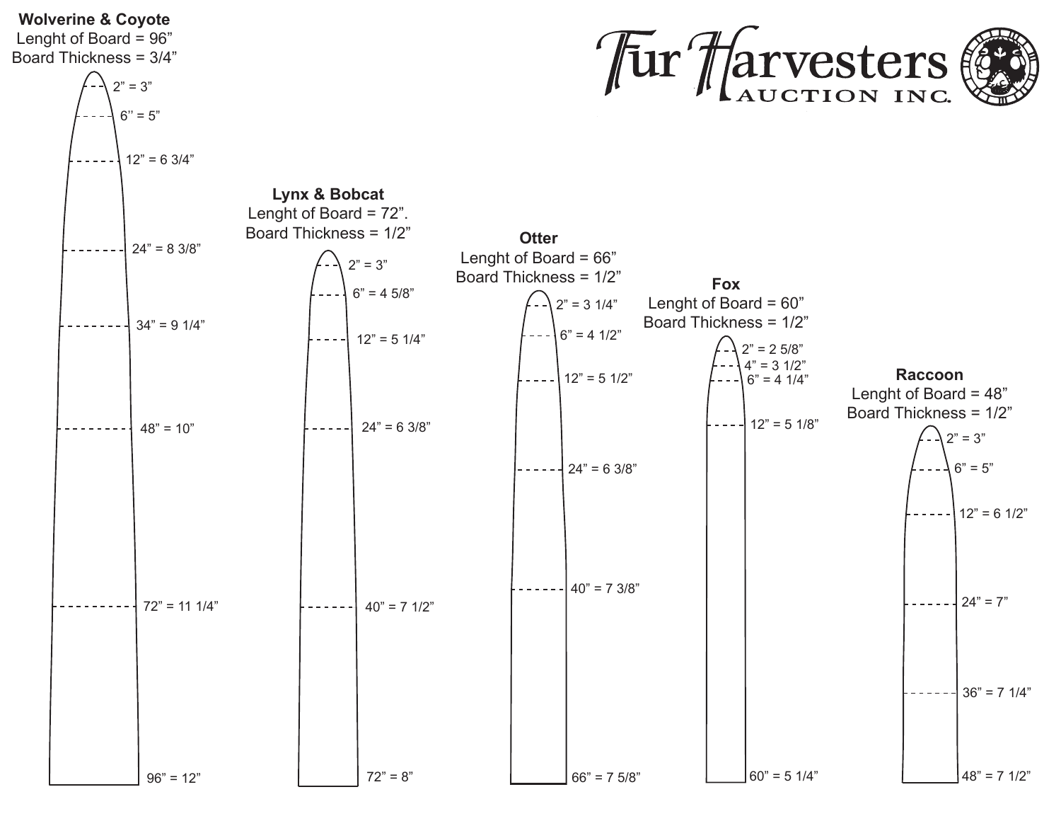# Fur Harvesters Auction Inc.

## Wolverine & Coyote

Lenght of Board = 96"
Board Thickness = 3/4"

- 2" = 3"
- 6" = 5"
- 12" = 6 3/4"
- 24" = 8 3/8"
- 34" = 9 1/4"
- 48" = 10"
- 72" = 11 1/4"
- 96" = 12"

## Lynx & Bobcat

Lenght of Board = 72".
Board Thickness = 1/2"

- 2" = 3"
- 6" = 4 5/8"
- 12" = 5 1/4"
- 24" = 6 3/8"
- 40" = 7 1/2"
- 72" = 8"

## Otter

Lenght of Board = 66"
Board Thickness = 1/2"

- 2" = 3 1/4"
- 6" = 4 1/2"
- 12" = 5 1/2"
- 24" = 6 3/8"
- 40" = 7 3/8"
- 66" = 7 5/8"

## Fox

Lenght of Board = 60"
Board Thickness = 1/2"

- 2" = 2 5/8"
- 4" = 3 1/2"
- 6" = 4 1/4"
- 12" = 5 1/8"
- 60" = 5 1/4"

## Raccoon

Lenght of Board = 48"
Board Thickness = 1/2"

- 2" = 3"
- 6" = 5"
- 12" = 6 1/2"
- 24" = 7"
- 36" = 7 1/4"
- 48" = 7 1/2"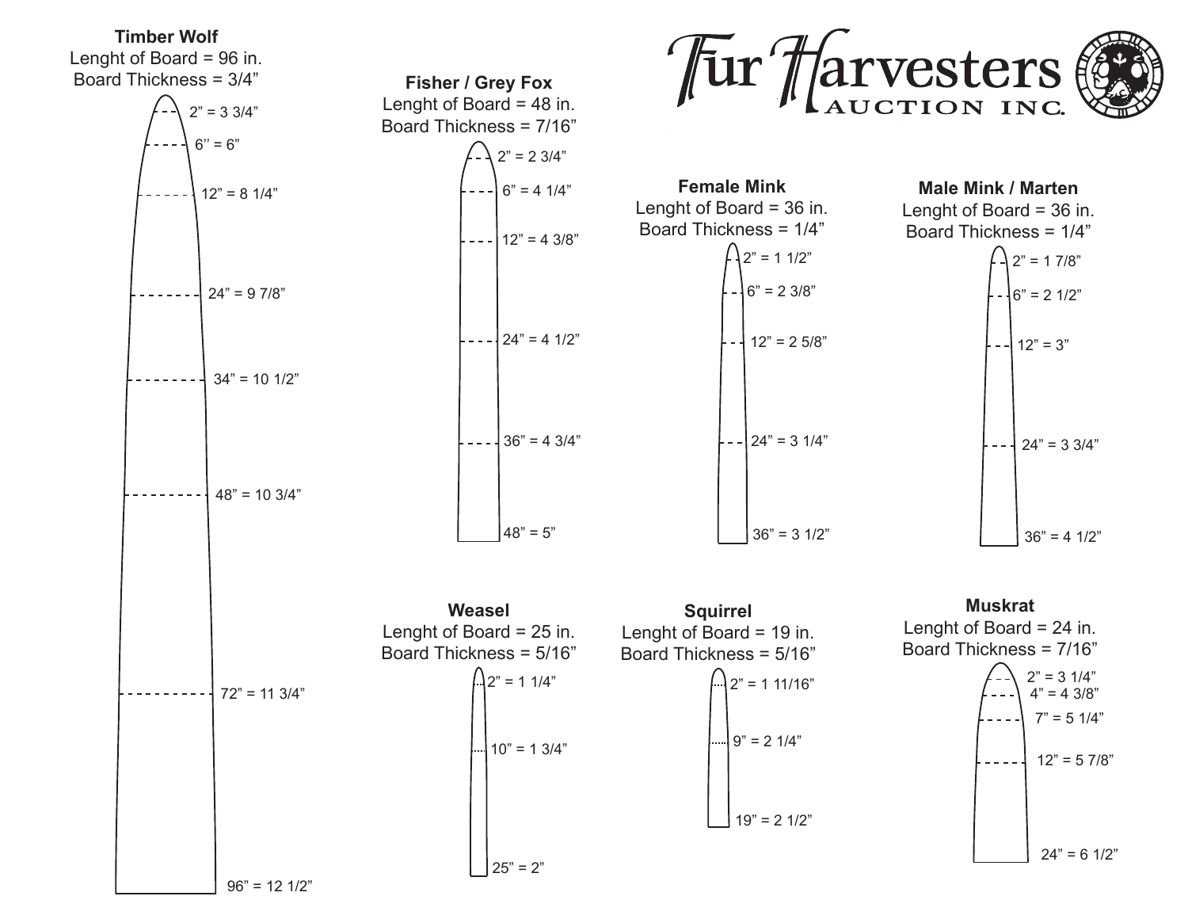# Fur Harvesters AUCTION INC.

**Timber Wolf**
Lenght of Board = 96 in.
Board Thickness = 3/4"

2" = 3 3/4"
6'' = 6"
12" = 8 1/4"
24" = 9 7/8"
34" = 10 1/2"
48" = 10 3/4"
72" = 11 3/4"
96" = 12 1/2"

**Fisher / Grey Fox**
Lenght of Board = 48 in.
Board Thickness = 7/16"

2" = 2 3/4"
6" = 4 1/4"
12" = 4 3/8"
24" = 4 1/2"
36" = 4 3/4"
48" = 5"

**Female Mink**
Lenght of Board = 36 in.
Board Thickness = 1/4"

2" = 1 1/2"
6" = 2 3/8"
12" = 2 5/8"
24" = 3 1/4"
36" = 3 1/2"

**Male Mink / Marten**
Lenght of Board = 36 in.
Board Thickness = 1/4"

2" = 1 7/8"
6" = 2 1/2"
12" = 3"
24" = 3 3/4"
36" = 4 1/2"

**Weasel**
Lenght of Board = 25 in.
Board Thickness = 5/16"

2" = 1 1/4"
10" = 1 3/4"
25" = 2"

**Squirrel**
Lenght of Board = 19 in.
Board Thickness = 5/16"

2" = 1 11/16"
9" = 2 1/4"
19" = 2 1/2"

**Muskrat**
Lenght of Board = 24 in.
Board Thickness = 7/16"

2" = 3 1/4"
4" = 4 3/8"
7" = 5 1/4"
12" = 5 7/8"
24" = 6 1/2"